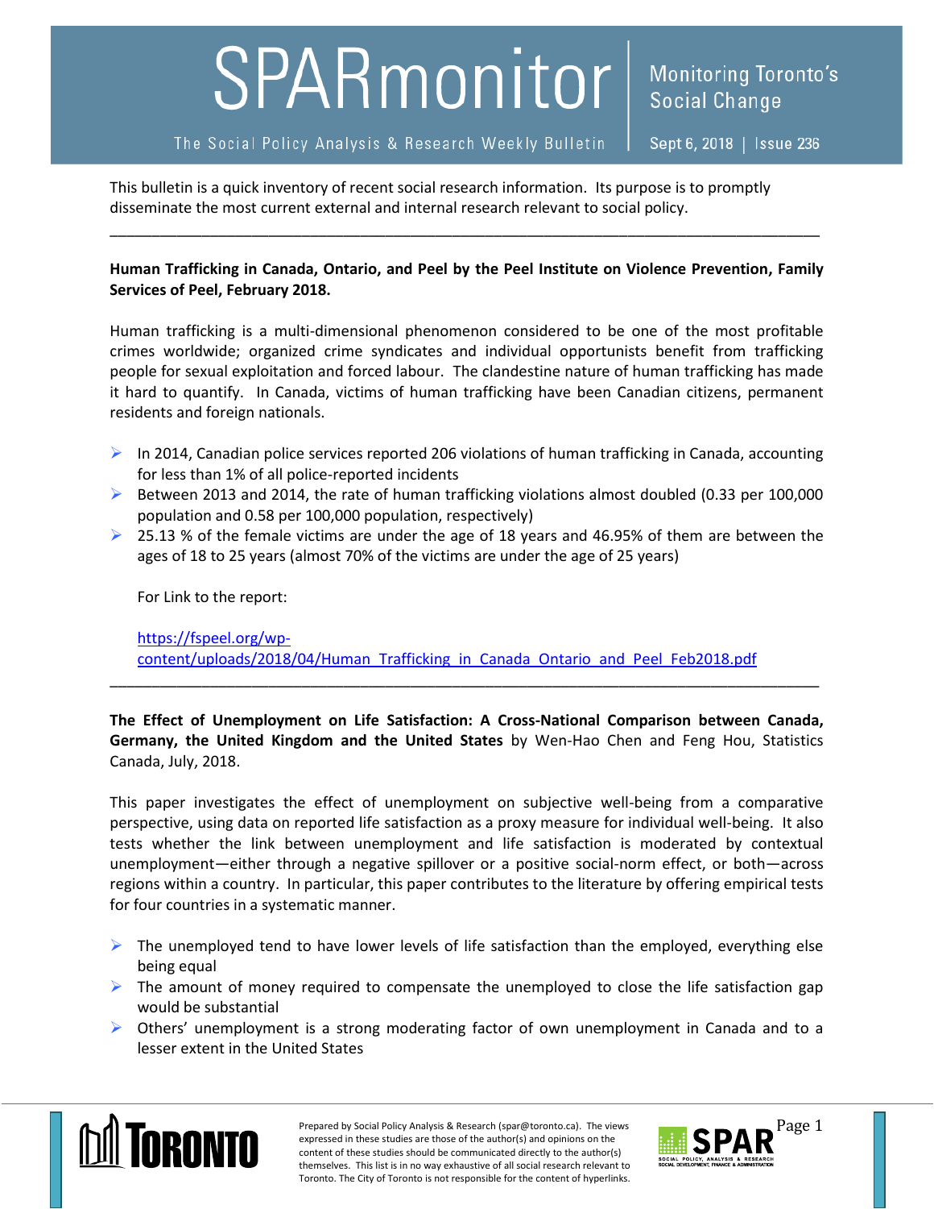# SPARmonitor

The Social Policy Analysis & Research Weekly Bulletin

Monitoring Toronto's Social Change

Sept 6, 2018 | Issue 236

This bulletin is a quick inventory of recent social research information. Its purpose is to promptly disseminate the most current external and internal research relevant to social policy.

---

**Human Trafficking in Canada, Ontario, and Peel by the Peel Institute on Violence Prevention, Family Services of Peel, February 2018.**

Human trafficking is a multi-dimensional phenomenon considered to be one of the most profitable crimes worldwide; organized crime syndicates and individual opportunists benefit from trafficking people for sexual exploitation and forced labour. The clandestine nature of human trafficking has made it hard to quantify. In Canada, victims of human trafficking have been Canadian citizens, permanent residents and foreign nationals.

- In 2014, Canadian police services reported 206 violations of human trafficking in Canada, accounting for less than 1% of all police-reported incidents
- Between 2013 and 2014, the rate of human trafficking violations almost doubled (0.33 per 100,000 population and 0.58 per 100,000 population, respectively)
- 25.13 % of the female victims are under the age of 18 years and 46.95% of them are between the ages of 18 to 25 years (almost 70% of the victims are under the age of 25 years)

For Link to the report:

https://fspeel.org/wp-content/uploads/2018/04/Human_Trafficking_in_Canada_Ontario_and_Peel_Feb2018.pdf

---

**The Effect of Unemployment on Life Satisfaction: A Cross-National Comparison between Canada, Germany, the United Kingdom and the United States** by Wen-Hao Chen and Feng Hou, Statistics Canada, July, 2018.

This paper investigates the effect of unemployment on subjective well-being from a comparative perspective, using data on reported life satisfaction as a proxy measure for individual well-being. It also tests whether the link between unemployment and life satisfaction is moderated by contextual unemployment—either through a negative spillover or a positive social-norm effect, or both—across regions within a country. In particular, this paper contributes to the literature by offering empirical tests for four countries in a systematic manner.

- The unemployed tend to have lower levels of life satisfaction than the employed, everything else being equal
- The amount of money required to compensate the unemployed to close the life satisfaction gap would be substantial
- Others' unemployment is a strong moderating factor of own unemployment in Canada and to a lesser extent in the United States

Prepared by Social Policy Analysis & Research (spar@toronto.ca). The views expressed in these studies are those of the author(s) and opinions on the content of these studies should be communicated directly to the author(s) themselves. This list is in no way exhaustive of all social research relevant to Toronto. The City of Toronto is not responsible for the content of hyperlinks.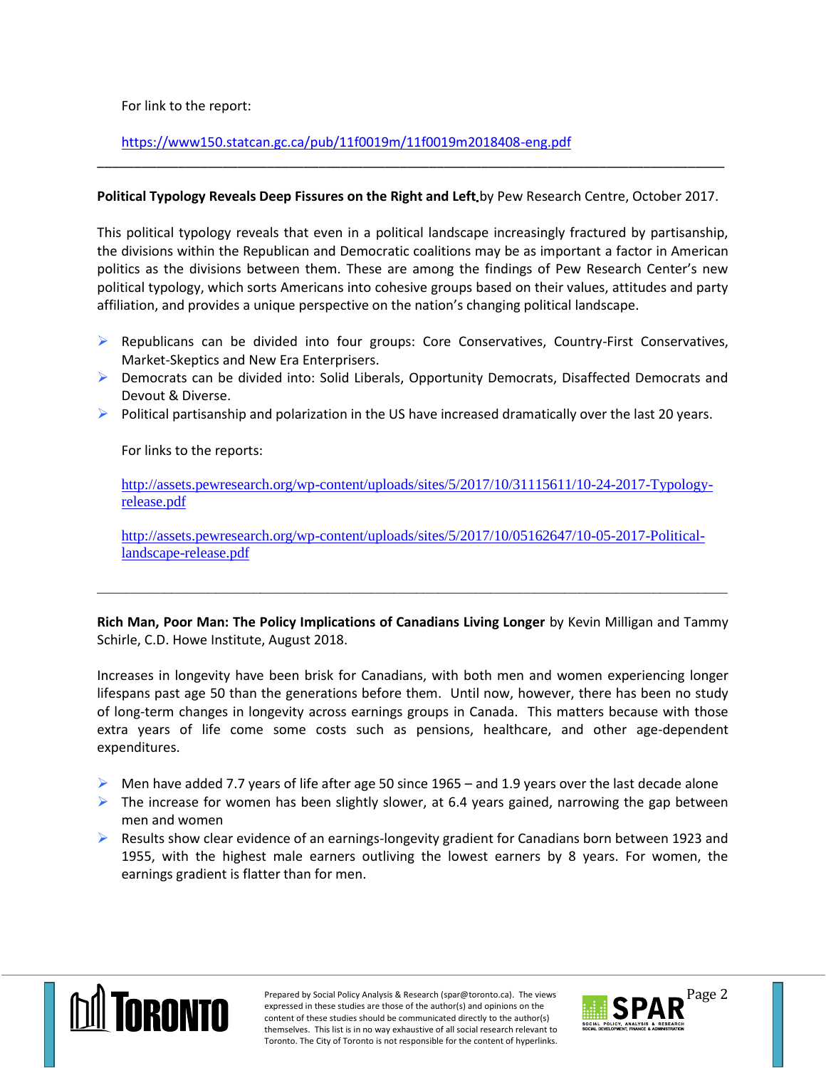For link to the report:

https://www150.statcan.gc.ca/pub/11f0019m/11f0019m2018408-eng.pdf

---

**Political Typology Reveals Deep Fissures on the Right and Left** by Pew Research Centre, October 2017.

This political typology reveals that even in a political landscape increasingly fractured by partisanship, the divisions within the Republican and Democratic coalitions may be as important a factor in American politics as the divisions between them. These are among the findings of Pew Research Center's new political typology, which sorts Americans into cohesive groups based on their values, attitudes and party affiliation, and provides a unique perspective on the nation's changing political landscape.

- Republicans can be divided into four groups: Core Conservatives, Country-First Conservatives, Market-Skeptics and New Era Enterprisers.
- Democrats can be divided into: Solid Liberals, Opportunity Democrats, Disaffected Democrats and Devout & Diverse.
- Political partisanship and polarization in the US have increased dramatically over the last 20 years.

For links to the reports:

http://assets.pewresearch.org/wp-content/uploads/sites/5/2017/10/31115611/10-24-2017-Typology-release.pdf

http://assets.pewresearch.org/wp-content/uploads/sites/5/2017/10/05162647/10-05-2017-Political-landscape-release.pdf

---

**Rich Man, Poor Man: The Policy Implications of Canadians Living Longer** by Kevin Milligan and Tammy Schirle, C.D. Howe Institute, August 2018.

Increases in longevity have been brisk for Canadians, with both men and women experiencing longer lifespans past age 50 than the generations before them. Until now, however, there has been no study of long-term changes in longevity across earnings groups in Canada. This matters because with those extra years of life come some costs such as pensions, healthcare, and other age-dependent expenditures.

- Men have added 7.7 years of life after age 50 since 1965 – and 1.9 years over the last decade alone
- The increase for women has been slightly slower, at 6.4 years gained, narrowing the gap between men and women
- Results show clear evidence of an earnings-longevity gradient for Canadians born between 1923 and 1955, with the highest male earners outliving the lowest earners by 8 years. For women, the earnings gradient is flatter than for men.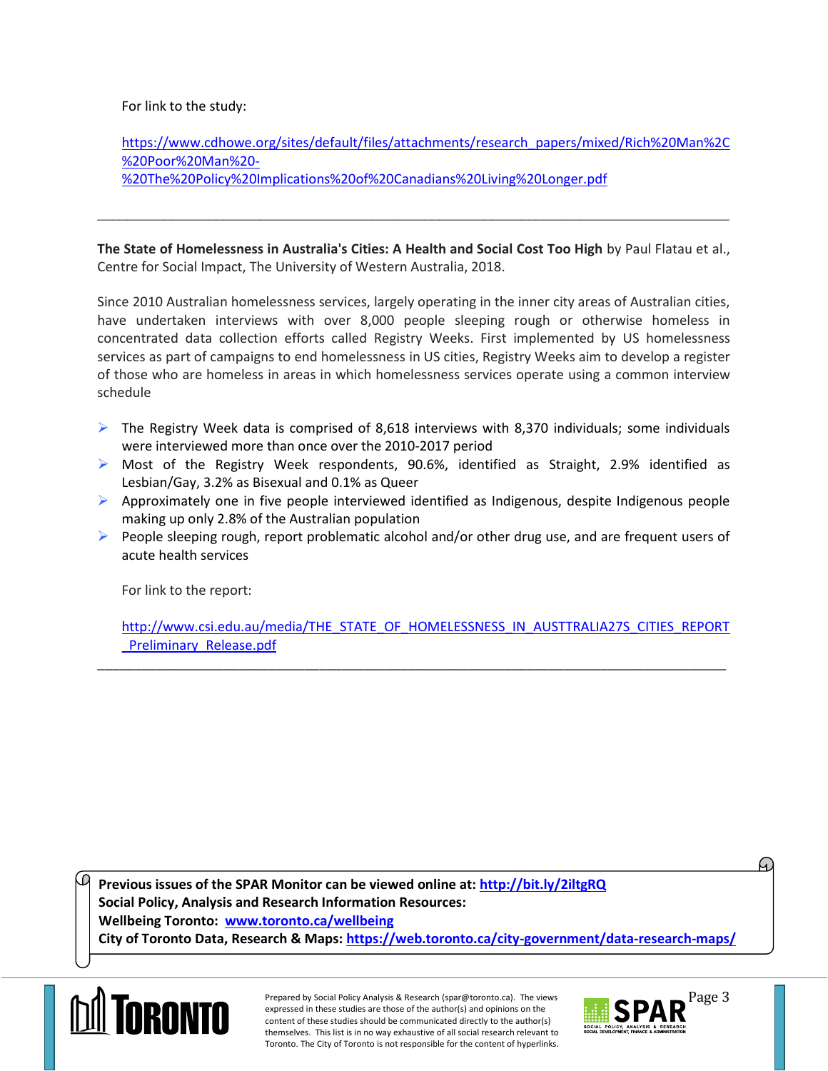For link to the study:

https://www.cdhowe.org/sites/default/files/attachments/research_papers/mixed/Rich%20Man%2C%20Poor%20Man%20-%20The%20Policy%20Implications%20of%20Canadians%20Living%20Longer.pdf

---

**The State of Homelessness in Australia's Cities: A Health and Social Cost Too High** by Paul Flatau et al., Centre for Social Impact, The University of Western Australia, 2018.

Since 2010 Australian homelessness services, largely operating in the inner city areas of Australian cities, have undertaken interviews with over 8,000 people sleeping rough or otherwise homeless in concentrated data collection efforts called Registry Weeks. First implemented by US homelessness services as part of campaigns to end homelessness in US cities, Registry Weeks aim to develop a register of those who are homeless in areas in which homelessness services operate using a common interview schedule

- The Registry Week data is comprised of 8,618 interviews with 8,370 individuals; some individuals were interviewed more than once over the 2010-2017 period
- Most of the Registry Week respondents, 90.6%, identified as Straight, 2.9% identified as Lesbian/Gay, 3.2% as Bisexual and 0.1% as Queer
- Approximately one in five people interviewed identified as Indigenous, despite Indigenous people making up only 2.8% of the Australian population
- People sleeping rough, report problematic alcohol and/or other drug use, and are frequent users of acute health services

For link to the report:

http://www.csi.edu.au/media/THE_STATE_OF_HOMELESSNESS_IN_AUSTTRALIA27S_CITIES_REPORT_Preliminary_Release.pdf

---

**Previous issues of the SPAR Monitor can be viewed online at: http://bit.ly/2iltgRQ**
**Social Policy, Analysis and Research Information Resources:**
**Wellbeing Toronto: www.toronto.ca/wellbeing**
**City of Toronto Data, Research & Maps: https://web.toronto.ca/city-government/data-research-maps/**

TORONTO

Prepared by Social Policy Analysis & Research (spar@toronto.ca). The views expressed in these studies are those of the author(s) and opinions on the content of these studies should be communicated directly to the author(s) themselves. This list is in no way exhaustive of all social research relevant to Toronto. The City of Toronto is not responsible for the content of hyperlinks.

SPAR
SOCIAL POLICY, ANALYSIS & RESEARCH
SOCIAL DEVELOPMENT, FINANCE & ADMINISTRATION